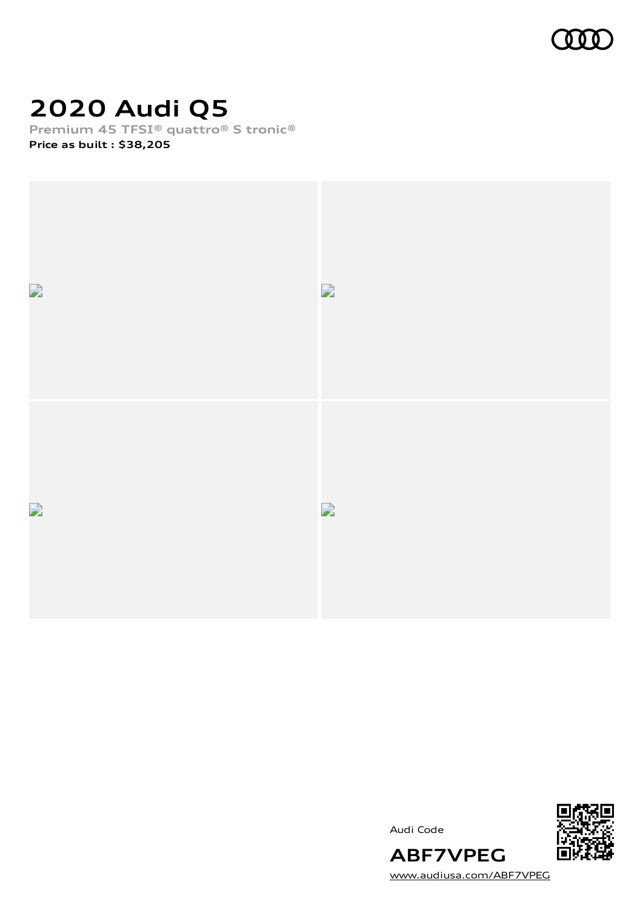# 2020 Audi Q5

Premium 45 TFSI® quattro® S tronic®

**Price as built : $38,205**

Audi Code

**ABF7VPEG**

www.audiusa.com/ABF7VPEG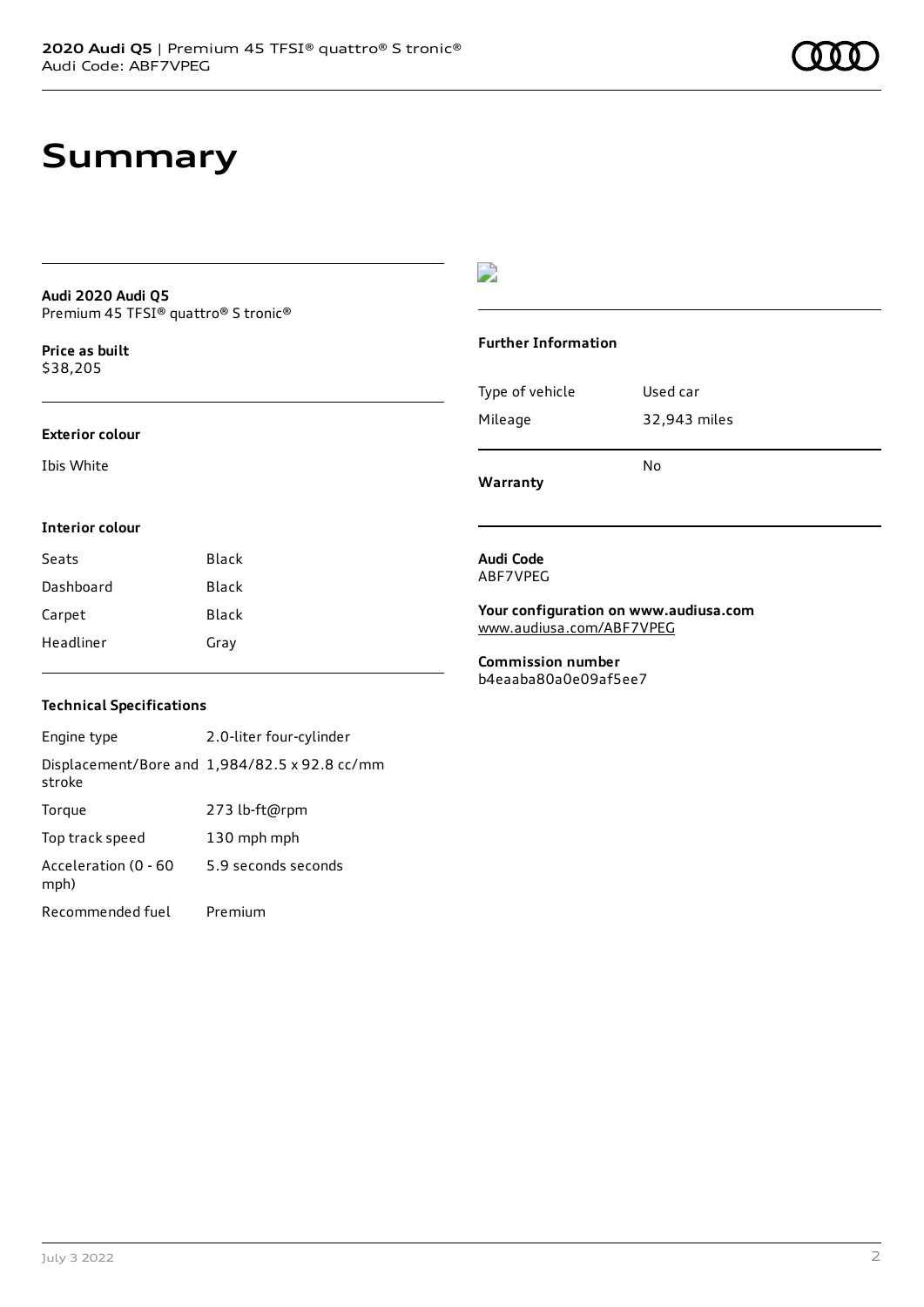# Summary

**Audi 2020 Audi Q5**
Premium 45 TFSI® quattro® S tronic®

**Price as built**
$38,205

**Exterior colour**

Ibis White

**Interior colour**

| Seats | Black |
| --- | --- |
| Dashboard | Black |
| Carpet | Black |
| Headliner | Gray |

**Technical Specifications**

| Engine type | 2.0-liter four-cylinder |
| --- | --- |
| Displacement/Bore and stroke | 1,984/82.5 x 92.8 cc/mm |
| Torque | 273 lb-ft@rpm |
| Top track speed | 130 mph mph |
| Acceleration (0 - 60 mph) | 5.9 seconds seconds |
| Recommended fuel | Premium |

**Further Information**

| Type of vehicle | Used car |
| --- | --- |
| Mileage | 32,943 miles |
| **Warranty** | No |

**Audi Code**
ABF7VPEG

**Your configuration on www.audiusa.com**
www.audiusa.com/ABF7VPEG

**Commission number**
b4eaaba80a0e09af5ee7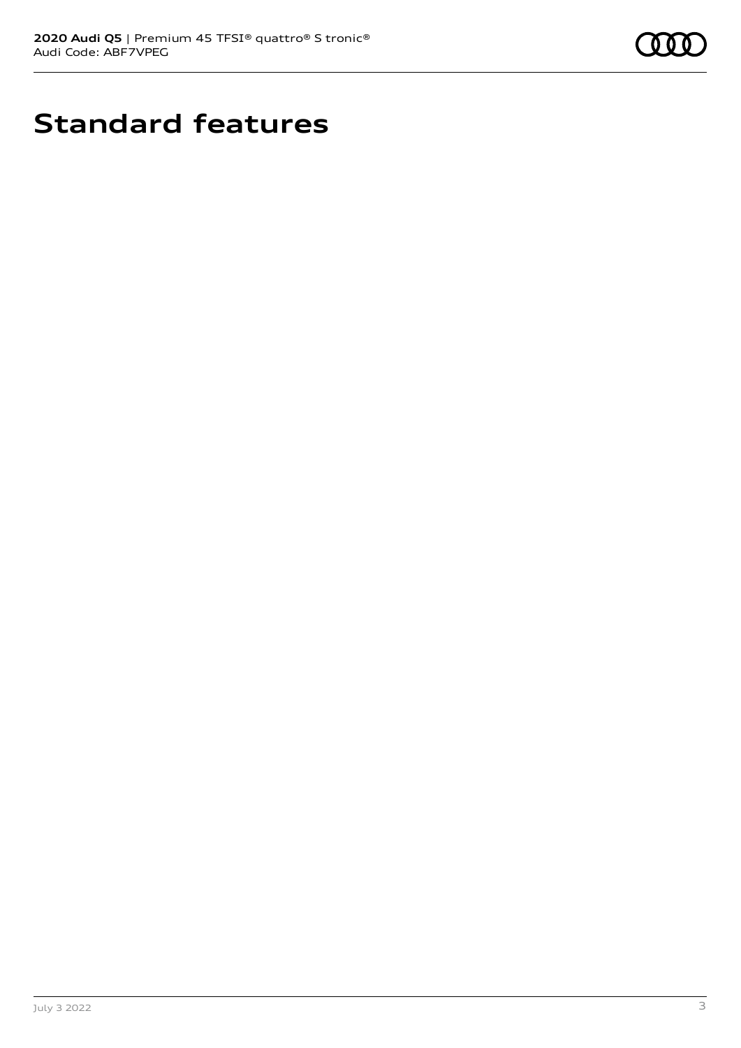# Standard features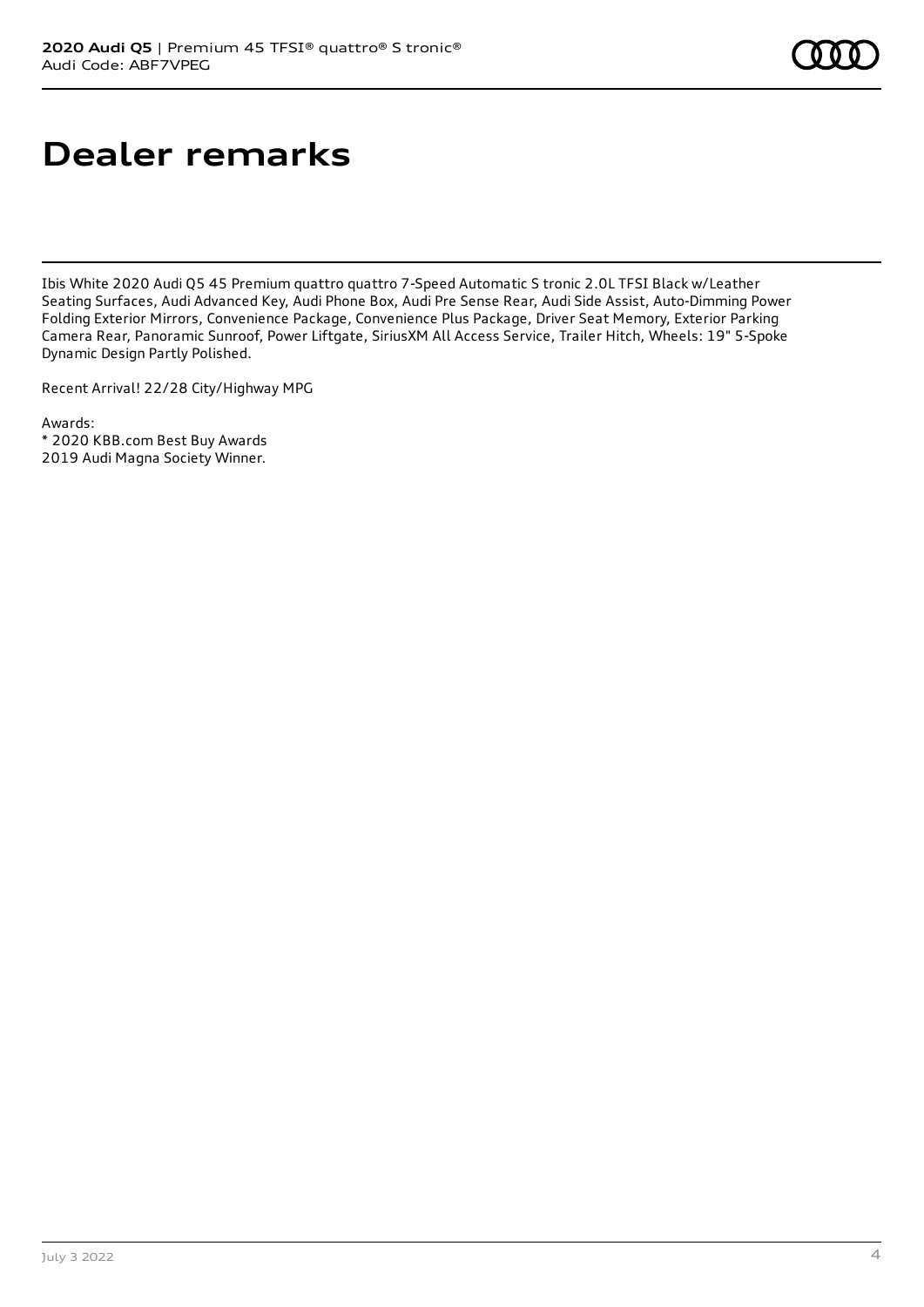# Dealer remarks

Ibis White 2020 Audi Q5 45 Premium quattro quattro 7-Speed Automatic S tronic 2.0L TFSI Black w/Leather Seating Surfaces, Audi Advanced Key, Audi Phone Box, Audi Pre Sense Rear, Audi Side Assist, Auto-Dimming Power Folding Exterior Mirrors, Convenience Package, Convenience Plus Package, Driver Seat Memory, Exterior Parking Camera Rear, Panoramic Sunroof, Power Liftgate, SiriusXM All Access Service, Trailer Hitch, Wheels: 19" 5-Spoke Dynamic Design Partly Polished.

Recent Arrival! 22/28 City/Highway MPG

Awards:
* 2020 KBB.com Best Buy Awards
2019 Audi Magna Society Winner.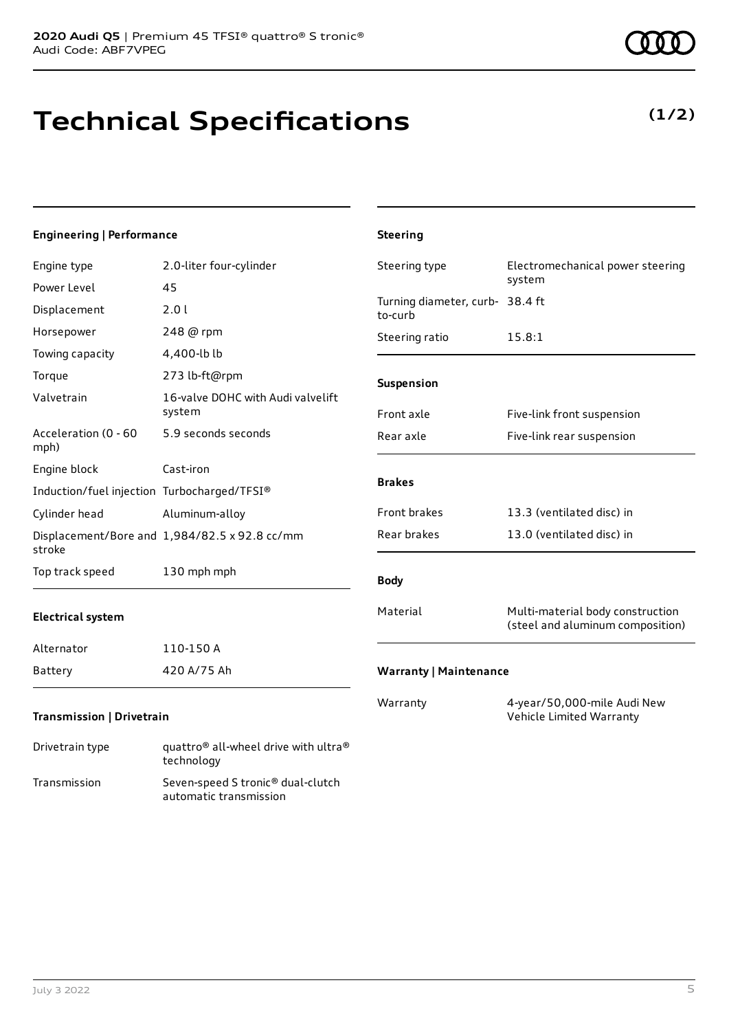# Technical Specifications

**(1/2)**

### Engineering | Performance

| | |
|---|---|
| Engine type | 2.0-liter four-cylinder |
| Power Level | 45 |
| Displacement | 2.0 l |
| Horsepower | 248 @ rpm |
| Towing capacity | 4,400-lb lb |
| Torque | 273 lb-ft@rpm |
| Valvetrain | 16-valve DOHC with Audi valvelift system |
| Acceleration (0 - 60 mph) | 5.9 seconds seconds |
| Engine block | Cast-iron |
| Induction/fuel injection | Turbocharged/TFSI® |
| Cylinder head | Aluminum-alloy |
| Displacement/Bore and stroke | 1,984/82.5 x 92.8 cc/mm |
| Top track speed | 130 mph mph |

### Electrical system

| | |
|---|---|
| Alternator | 110-150 A |
| Battery | 420 A/75 Ah |

### Transmission | Drivetrain

| | |
|---|---|
| Drivetrain type | quattro® all-wheel drive with ultra® technology |
| Transmission | Seven-speed S tronic® dual-clutch automatic transmission |

### Steering

| | |
|---|---|
| Steering type | Electromechanical power steering system |
| Turning diameter, curb-to-curb | 38.4 ft |
| Steering ratio | 15.8:1 |

### Suspension

| | |
|---|---|
| Front axle | Five-link front suspension |
| Rear axle | Five-link rear suspension |

### Brakes

| | |
|---|---|
| Front brakes | 13.3 (ventilated disc) in |
| Rear brakes | 13.0 (ventilated disc) in |

### Body

| | |
|---|---|
| Material | Multi-material body construction (steel and aluminum composition) |

### Warranty | Maintenance

| | |
|---|---|
| Warranty | 4-year/50,000-mile Audi New Vehicle Limited Warranty |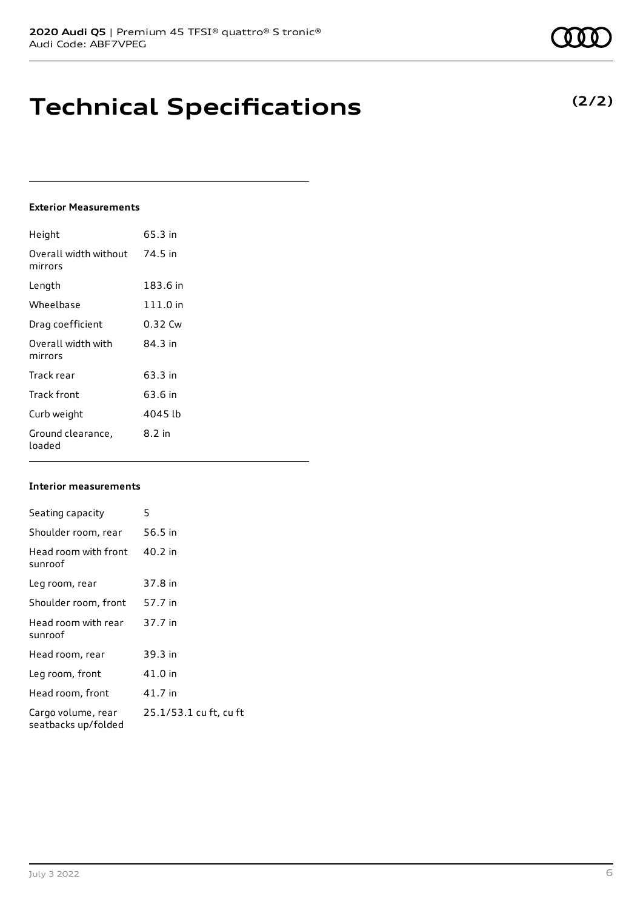# Technical Specifications

**(2/2)**

### Exterior Measurements

| | |
|---|---|
| Height | 65.3 in |
| Overall width without mirrors | 74.5 in |
| Length | 183.6 in |
| Wheelbase | 111.0 in |
| Drag coefficient | 0.32 Cw |
| Overall width with mirrors | 84.3 in |
| Track rear | 63.3 in |
| Track front | 63.6 in |
| Curb weight | 4045 lb |
| Ground clearance, loaded | 8.2 in |

### Interior measurements

| | |
|---|---|
| Seating capacity | 5 |
| Shoulder room, rear | 56.5 in |
| Head room with front sunroof | 40.2 in |
| Leg room, rear | 37.8 in |
| Shoulder room, front | 57.7 in |
| Head room with rear sunroof | 37.7 in |
| Head room, rear | 39.3 in |
| Leg room, front | 41.0 in |
| Head room, front | 41.7 in |
| Cargo volume, rear seatbacks up/folded | 25.1/53.1 cu ft, cu ft |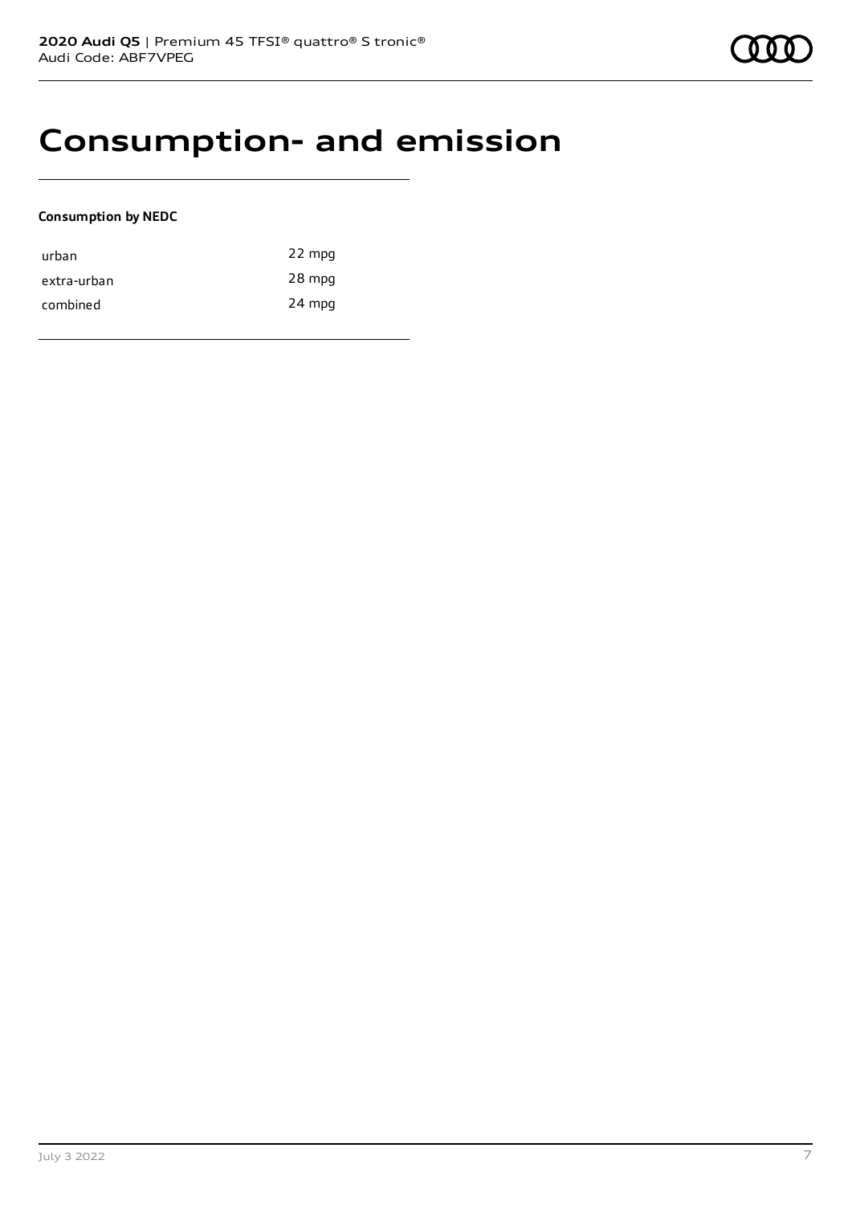# Consumption- and emission

**Consumption by NEDC**

| | |
|---|---|
| urban | 22 mpg |
| extra-urban | 28 mpg |
| combined | 24 mpg |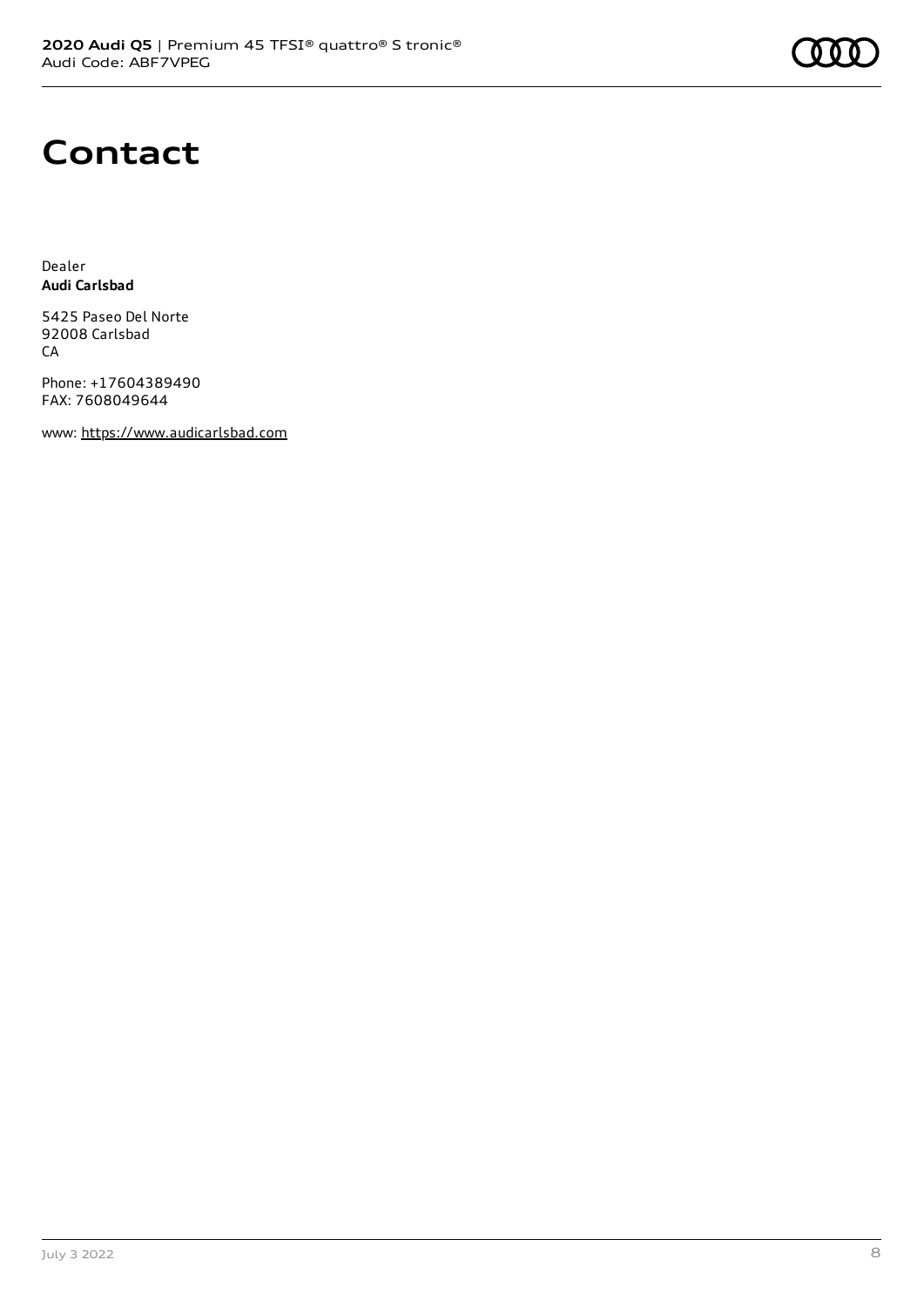# Contact

Dealer
**Audi Carlsbad**

5425 Paseo Del Norte
92008 Carlsbad
CA

Phone: +17604389490
FAX: 7608049644

www: https://www.audicarlsbad.com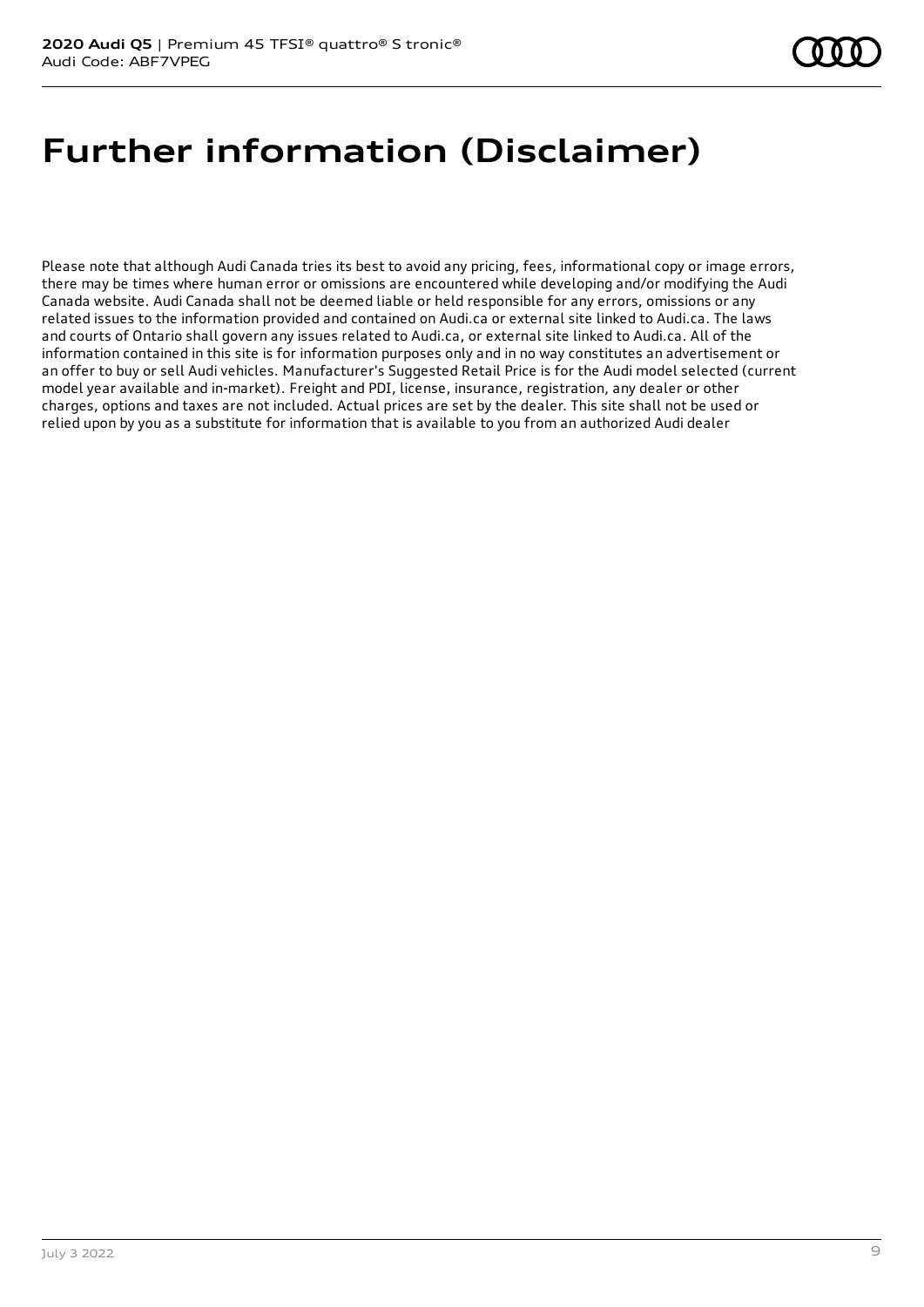# Further information (Disclaimer)

Please note that although Audi Canada tries its best to avoid any pricing, fees, informational copy or image errors, there may be times where human error or omissions are encountered while developing and/or modifying the Audi Canada website. Audi Canada shall not be deemed liable or held responsible for any errors, omissions or any related issues to the information provided and contained on Audi.ca or external site linked to Audi.ca. The laws and courts of Ontario shall govern any issues related to Audi.ca, or external site linked to Audi.ca. All of the information contained in this site is for information purposes only and in no way constitutes an advertisement or an offer to buy or sell Audi vehicles. Manufacturer's Suggested Retail Price is for the Audi model selected (current model year available and in-market). Freight and PDI, license, insurance, registration, any dealer or other charges, options and taxes are not included. Actual prices are set by the dealer. This site shall not be used or relied upon by you as a substitute for information that is available to you from an authorized Audi dealer